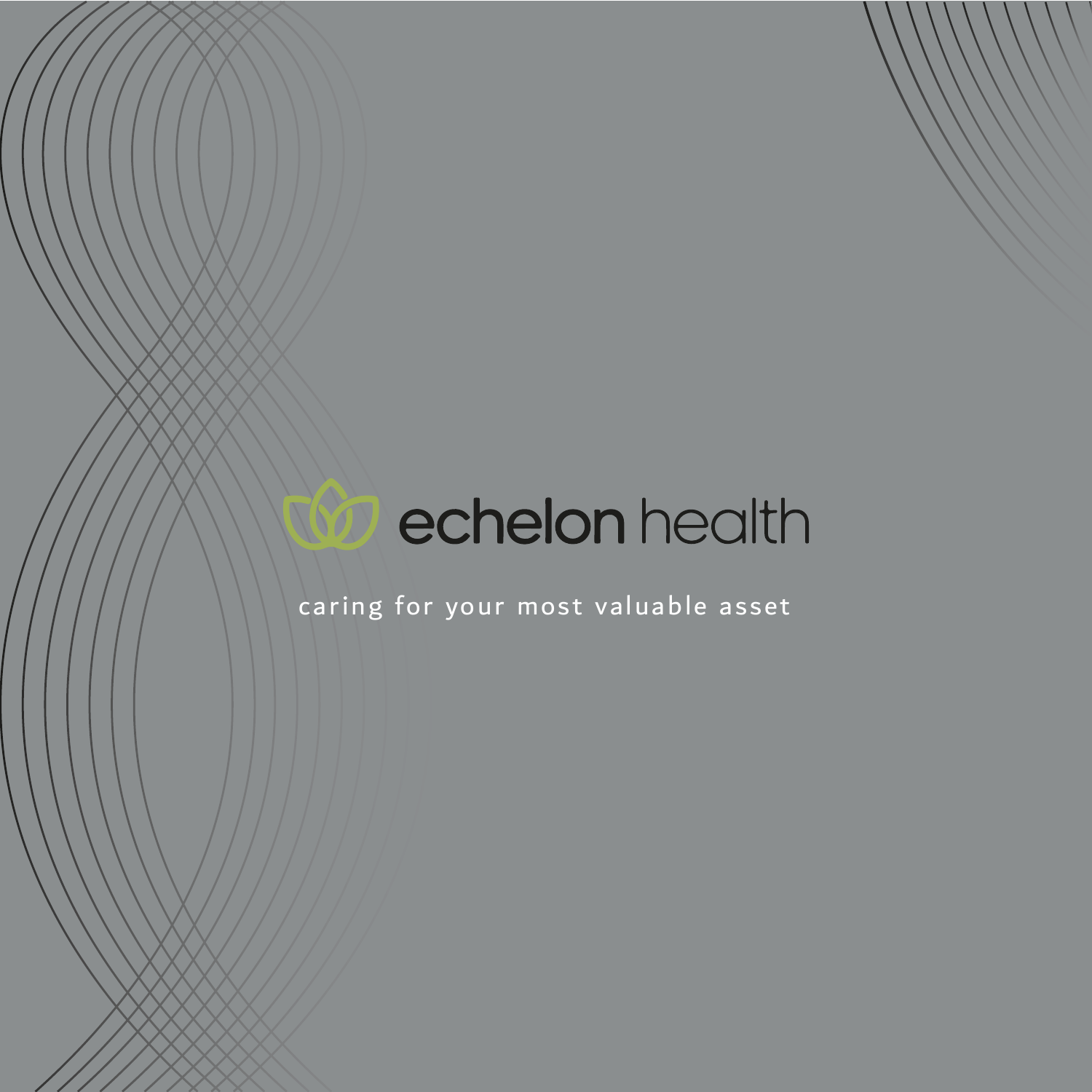# echelon health

caring for your most valuable asset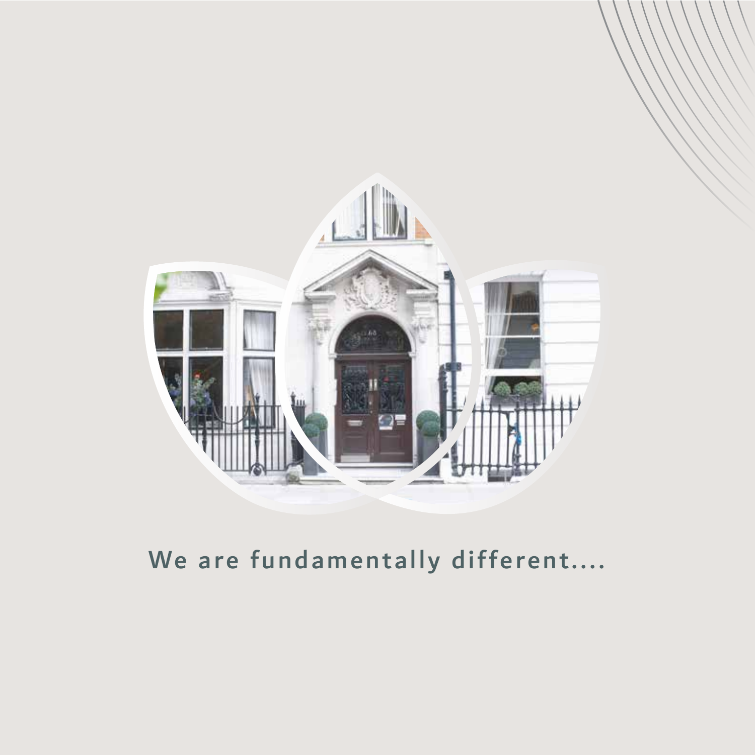We are fundamentally different....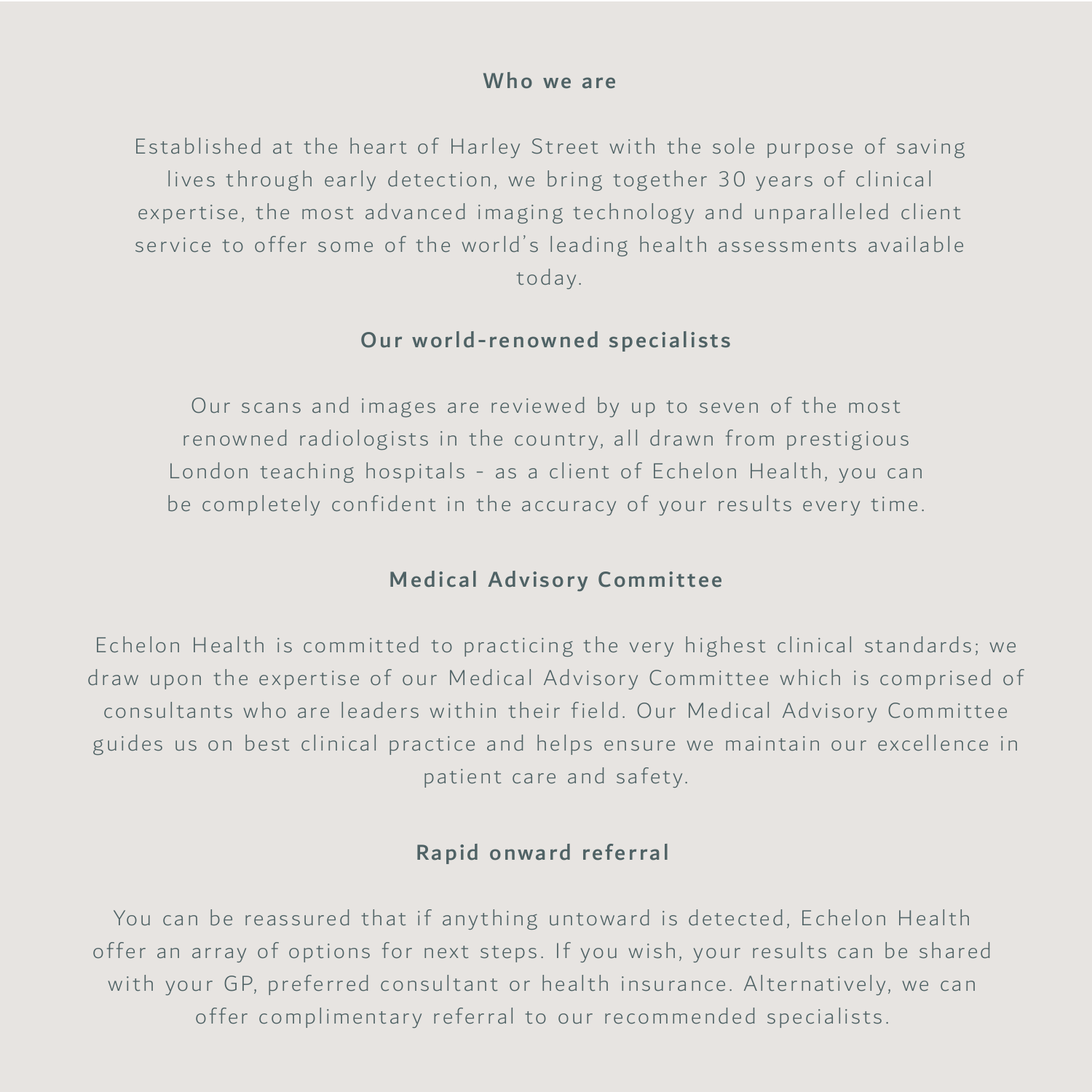## Who we are

Established at the heart of Harley Street with the sole purpose of saving lives through early detection, we bring together 30 years of clinical expertise, the most advanced imaging technology and unparalleled client service to offer some of the world's leading health assessments available today.

## Our world-renowned specialists

Our scans and images are reviewed by up to seven of the most renowned radiologists in the country, all drawn from prestigious London teaching hospitals - as a client of Echelon Health, you can be completely confident in the accuracy of your results every time.

## Medical Advisory Committee

Echelon Health is committed to practicing the very highest clinical standards; we draw upon the expertise of our Medical Advisory Committee which is comprised of consultants who are leaders within their field. Our Medical Advisory Committee guides us on best clinical practice and helps ensure we maintain our excellence in patient care and safety.

## Rapid onward referral

You can be reassured that if anything untoward is detected, Echelon Health offer an array of options for next steps. If you wish, your results can be shared with your GP, preferred consultant or health insurance. Alternatively, we can offer complimentary referral to our recommended specialists.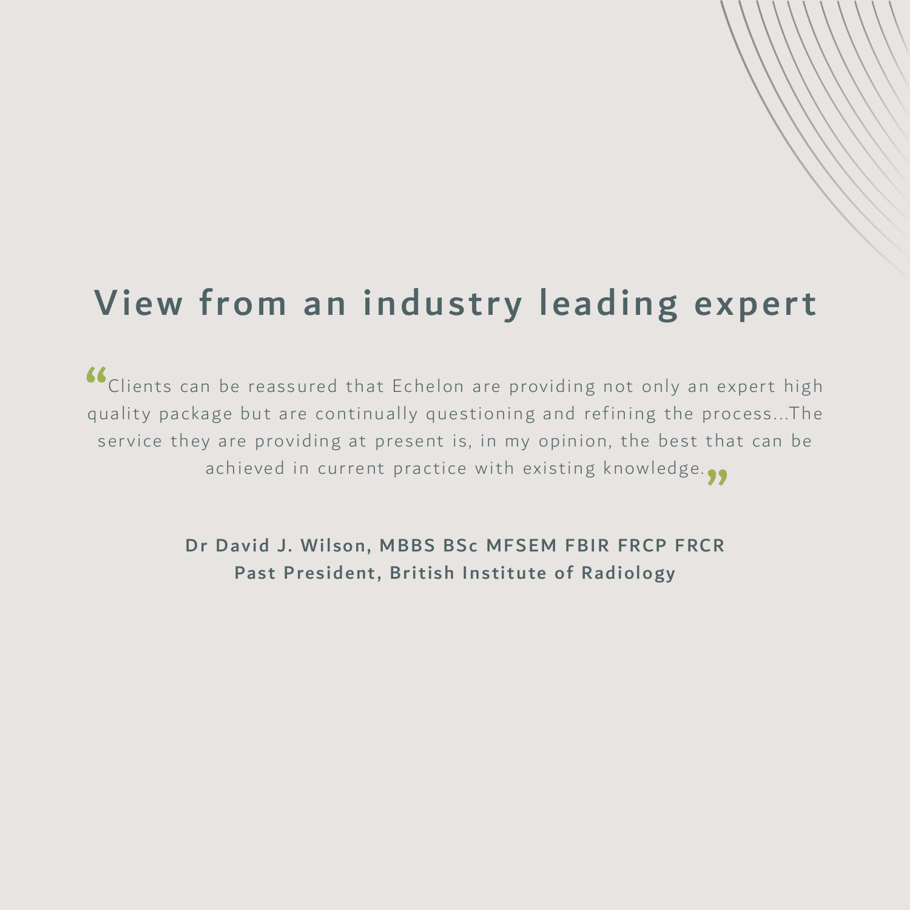## View from an industry leading expert

"Clients can be reassured that Echelon are providing not only an expert high quality package but are continually questioning and refining the process...The service they are providing at present is, in my opinion, the best that can be achieved in current practice with existing knowledge."

**Dr David J. Wilson, MBBS BSc MFSEM FBIR FRCP FRCR**
**Past President, British Institute of Radiology**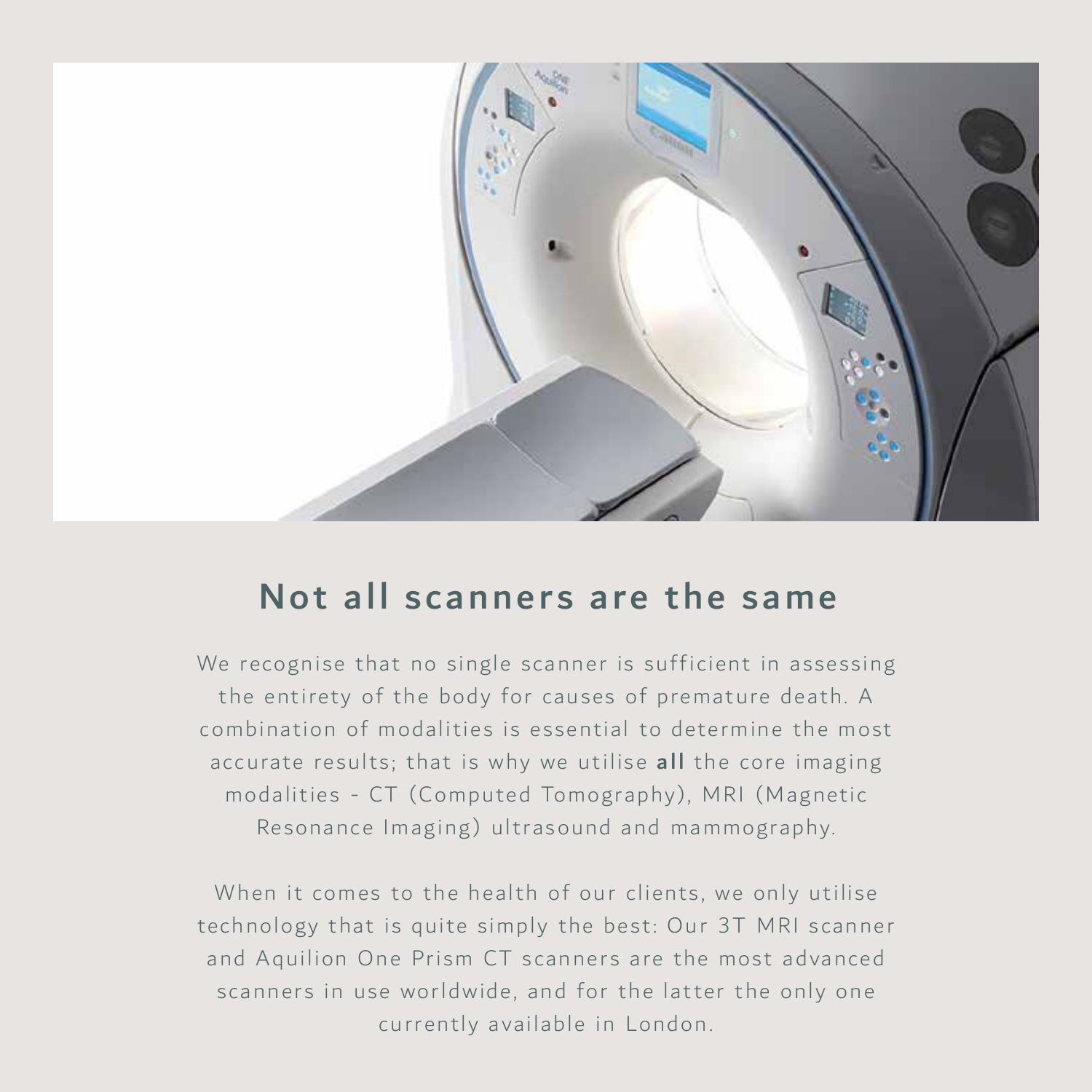## Not all scanners are the same

We recognise that no single scanner is sufficient in assessing the entirety of the body for causes of premature death. A combination of modalities is essential to determine the most accurate results; that is why we utilise **all** the core imaging modalities - CT (Computed Tomography), MRI (Magnetic Resonance Imaging) ultrasound and mammography.

When it comes to the health of our clients, we only utilise technology that is quite simply the best: Our 3T MRI scanner and Aquilion One Prism CT scanners are the most advanced scanners in use worldwide, and for the latter the only one currently available in London.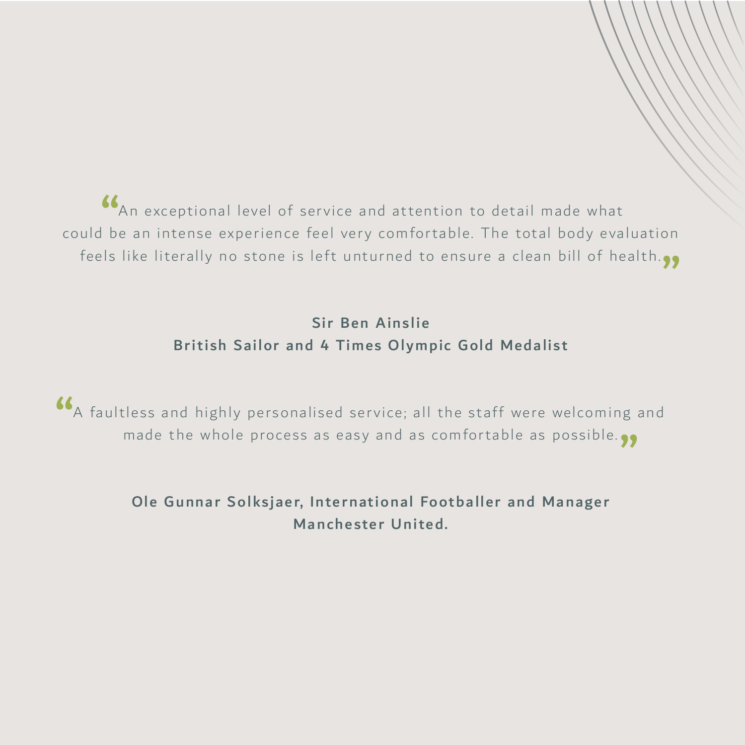"An exceptional level of service and attention to detail made what could be an intense experience feel very comfortable. The total body evaluation feels like literally no stone is left unturned to ensure a clean bill of health."

**Sir Ben Ainslie**
**British Sailor and 4 Times Olympic Gold Medalist**

"A faultless and highly personalised service; all the staff were welcoming and made the whole process as easy and as comfortable as possible."

**Ole Gunnar Solksjaer, International Footballer and Manager**
**Manchester United.**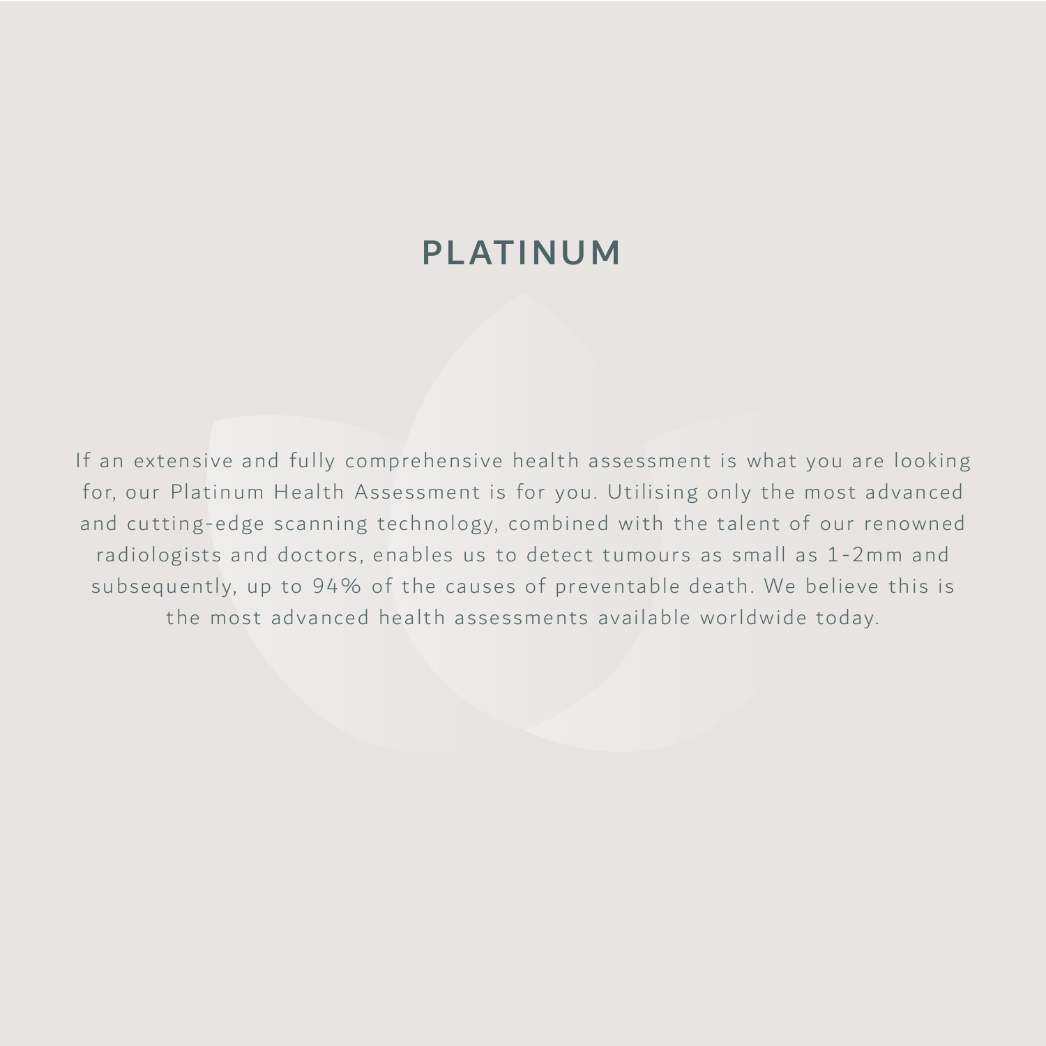# PLATINUM

If an extensive and fully comprehensive health assessment is what you are looking for, our Platinum Health Assessment is for you. Utilising only the most advanced and cutting-edge scanning technology, combined with the talent of our renowned radiologists and doctors, enables us to detect tumours as small as 1-2mm and subsequently, up to 94% of the causes of preventable death. We believe this is the most advanced health assessments available worldwide today.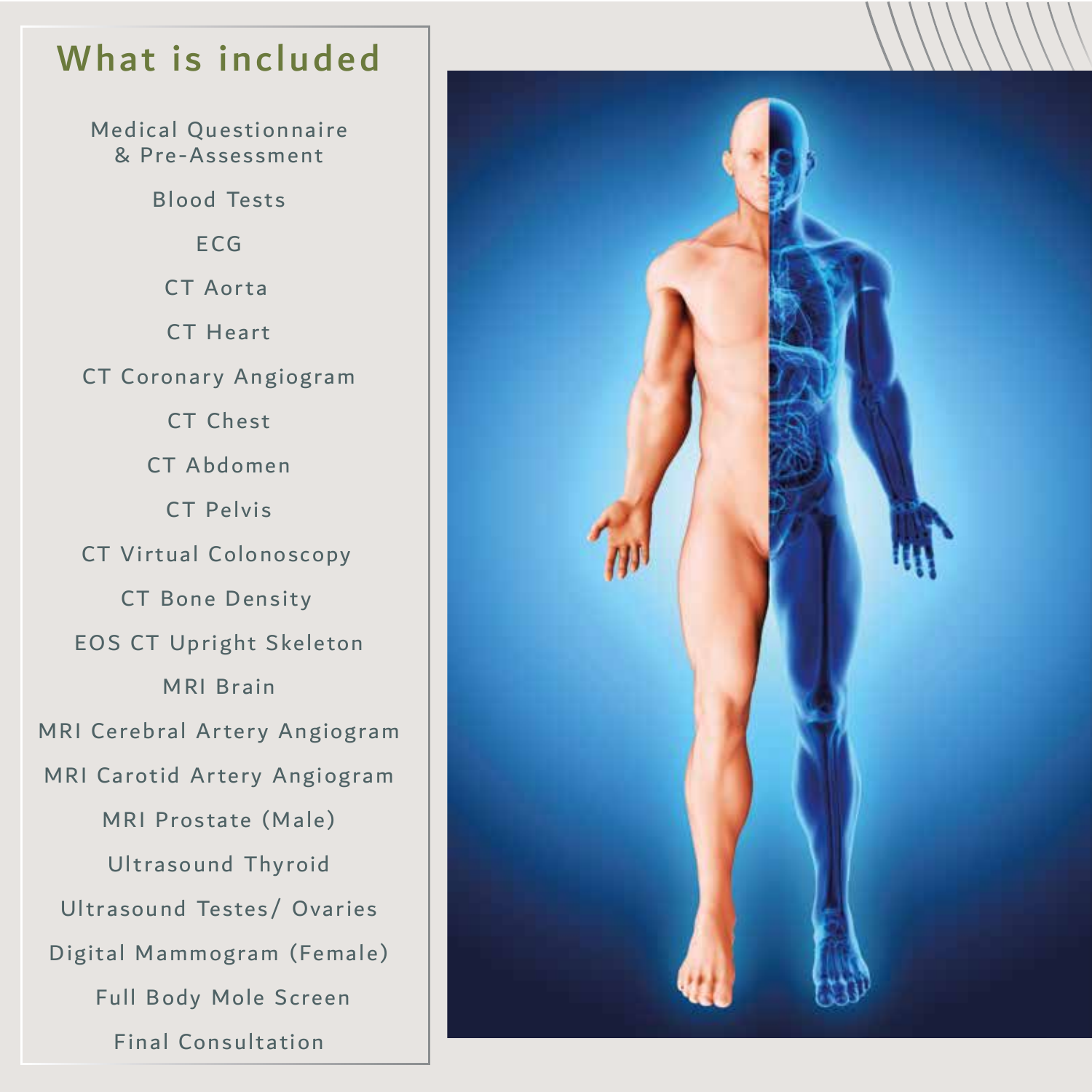## What is included

- Medical Questionnaire & Pre-Assessment
- Blood Tests
- ECG
- CT Aorta
- CT Heart
- CT Coronary Angiogram
- CT Chest
- CT Abdomen
- CT Pelvis
- CT Virtual Colonoscopy
- CT Bone Density
- EOS CT Upright Skeleton
- MRI Brain
- MRI Cerebral Artery Angiogram
- MRI Carotid Artery Angiogram
- MRI Prostate (Male)
- Ultrasound Thyroid
- Ultrasound Testes/ Ovaries
- Digital Mammogram (Female)
- Full Body Mole Screen
- Final Consultation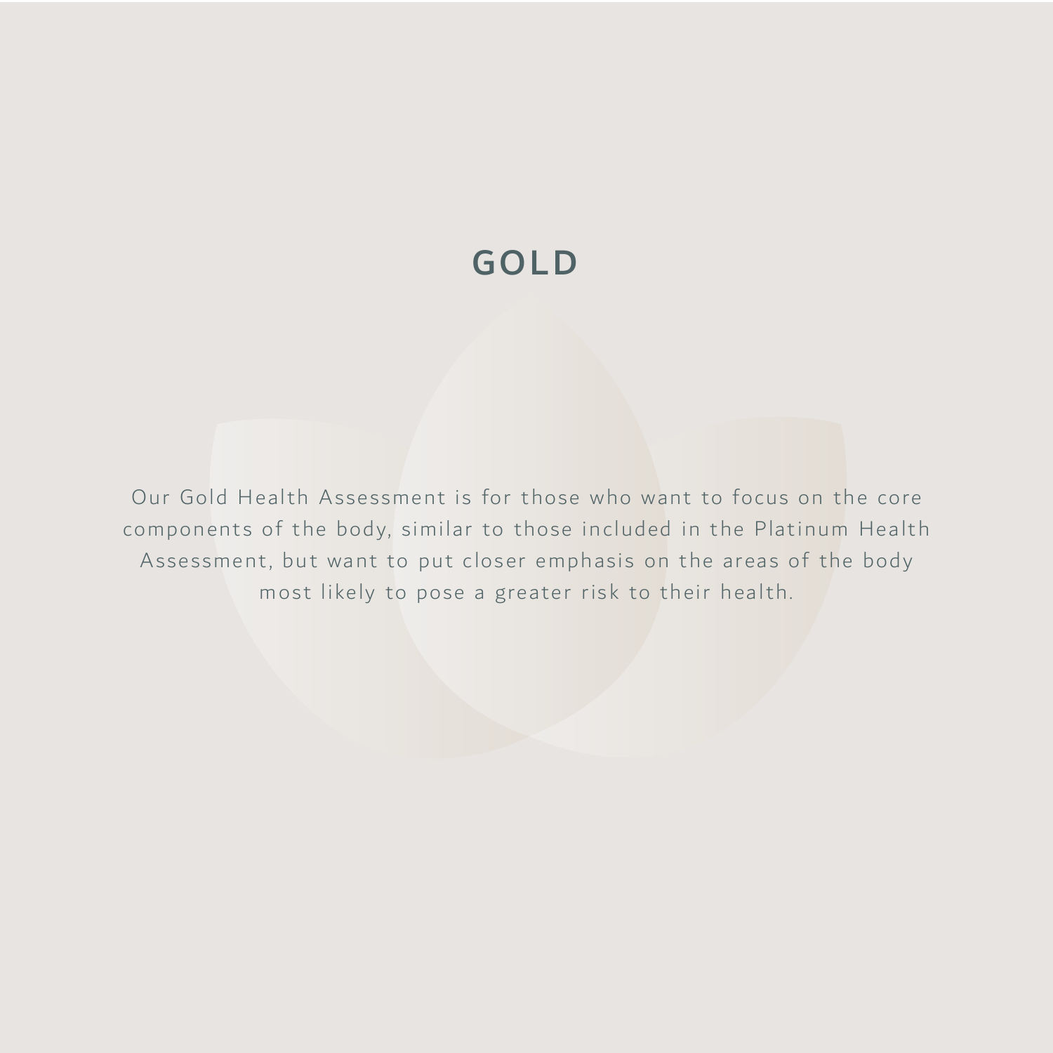# GOLD

Our Gold Health Assessment is for those who want to focus on the core components of the body, similar to those included in the Platinum Health Assessment, but want to put closer emphasis on the areas of the body most likely to pose a greater risk to their health.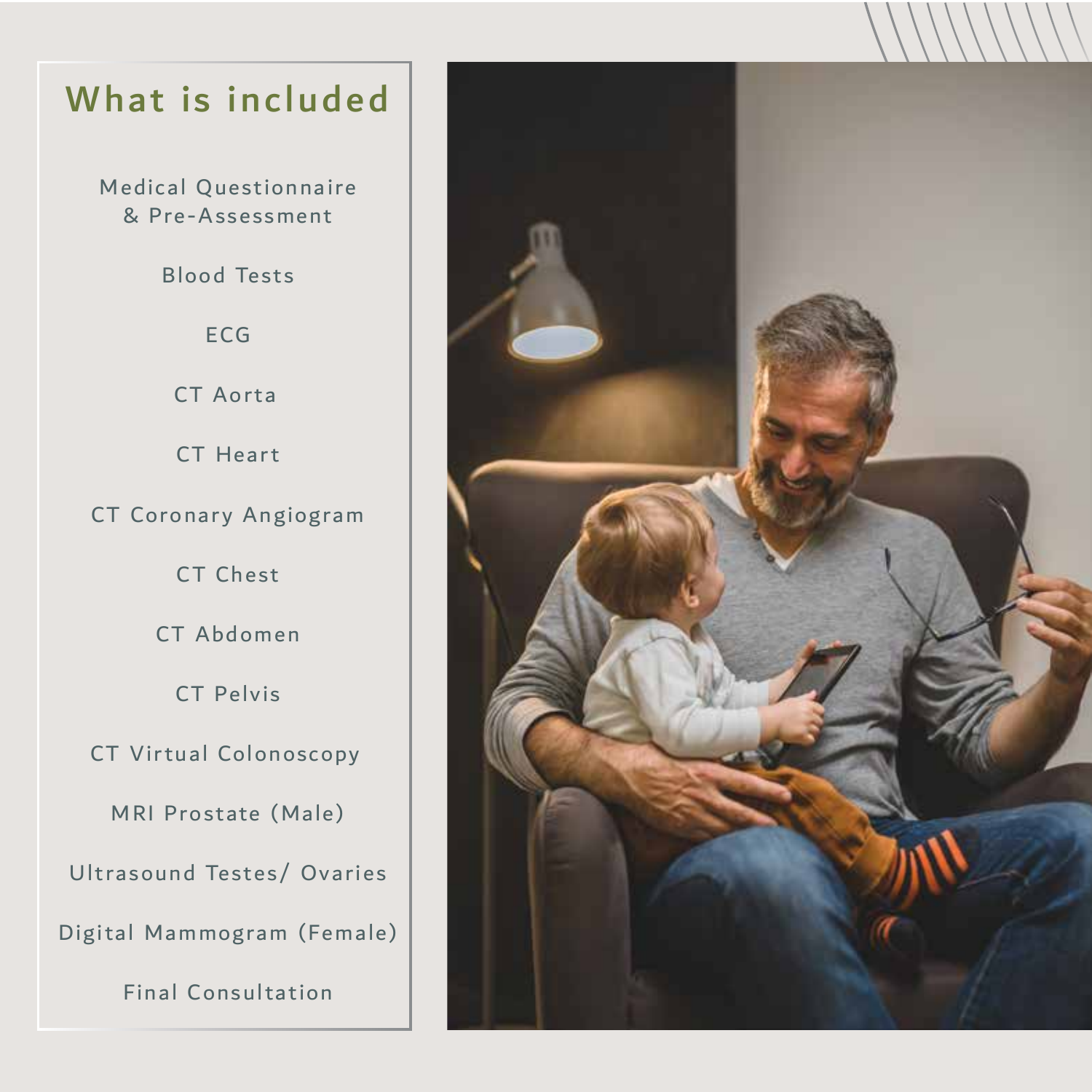## What is included

Medical Questionnaire & Pre-Assessment

Blood Tests

ECG

CT Aorta

CT Heart

CT Coronary Angiogram

CT Chest

CT Abdomen

CT Pelvis

CT Virtual Colonoscopy

MRI Prostate (Male)

Ultrasound Testes/ Ovaries

Digital Mammogram (Female)

Final Consultation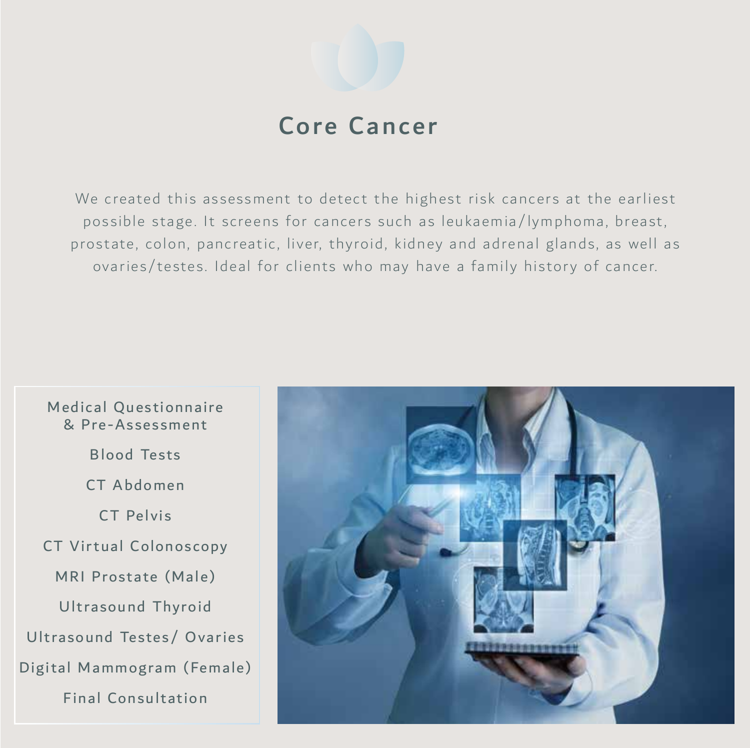# Core Cancer

We created this assessment to detect the highest risk cancers at the earliest possible stage. It screens for cancers such as leukaemia/lymphoma, breast, prostate, colon, pancreatic, liver, thyroid, kidney and adrenal glands, as well as ovaries/testes. Ideal for clients who may have a family history of cancer.

- Medical Questionnaire & Pre-Assessment
- Blood Tests
- CT Abdomen
- CT Pelvis
- CT Virtual Colonoscopy
- MRI Prostate (Male)
- Ultrasound Thyroid
- Ultrasound Testes/ Ovaries
- Digital Mammogram (Female)
- Final Consultation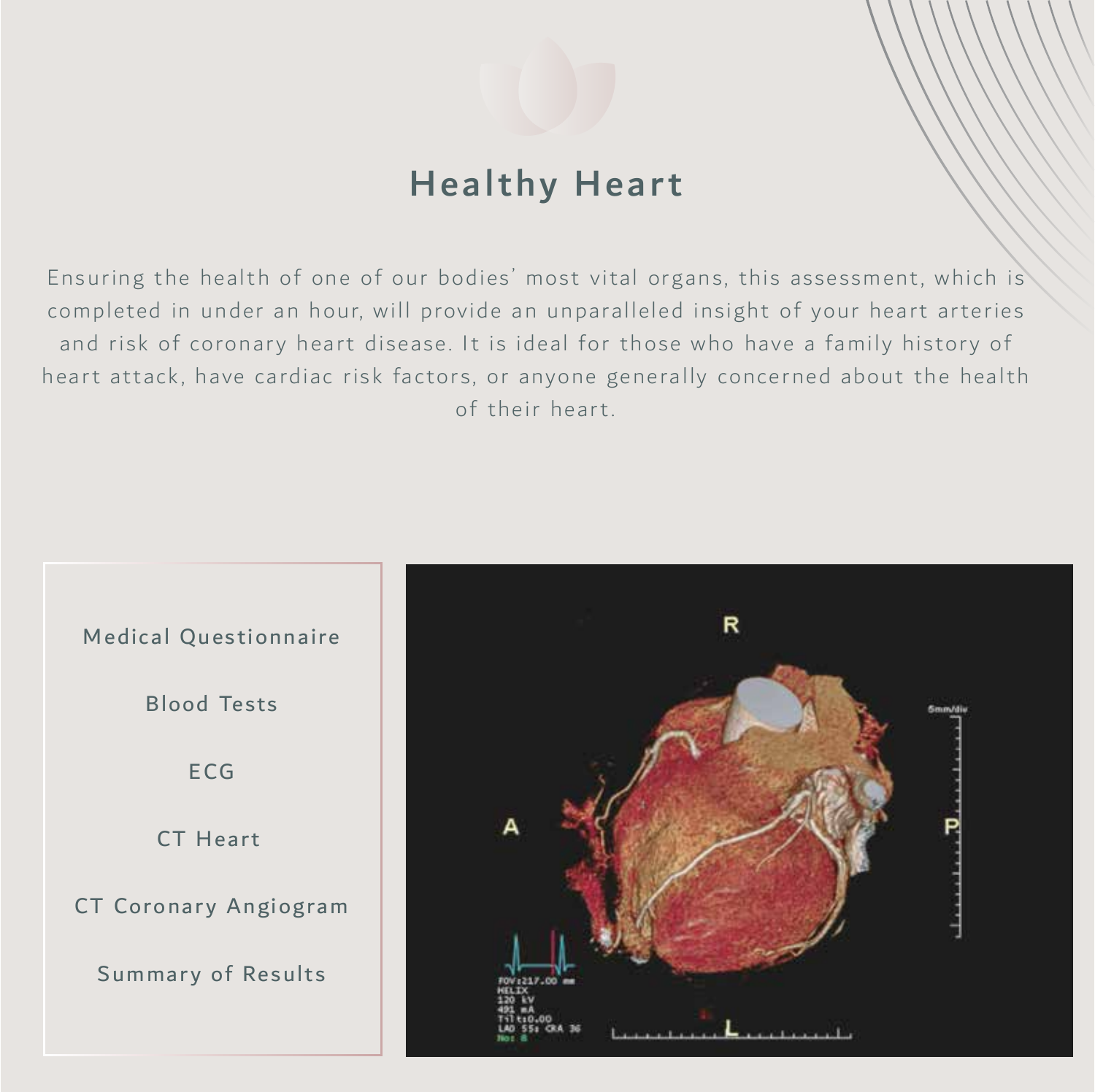# Healthy Heart

Ensuring the health of one of our bodies' most vital organs, this assessment, which is completed in under an hour, will provide an unparalleled insight of your heart arteries and risk of coronary heart disease. It is ideal for those who have a family history of heart attack, have cardiac risk factors, or anyone generally concerned about the health of their heart.

- Medical Questionnaire
- Blood Tests
- ECG
- CT Heart
- CT Coronary Angiogram
- Summary of Results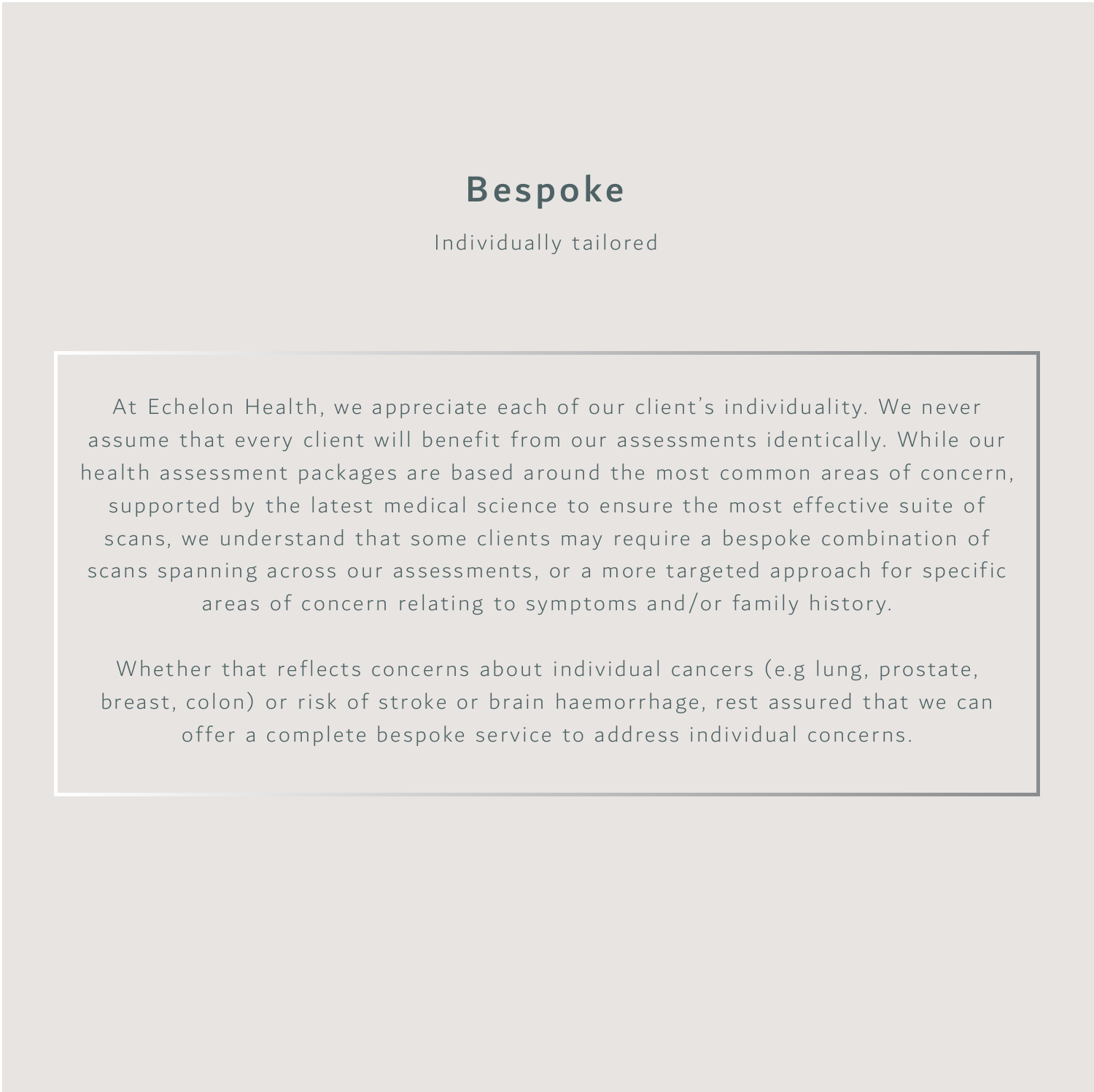# Bespoke

Individually tailored

At Echelon Health, we appreciate each of our client's individuality. We never assume that every client will benefit from our assessments identically. While our health assessment packages are based around the most common areas of concern, supported by the latest medical science to ensure the most effective suite of scans, we understand that some clients may require a bespoke combination of scans spanning across our assessments, or a more targeted approach for specific areas of concern relating to symptoms and/or family history.

Whether that reflects concerns about individual cancers (e.g lung, prostate, breast, colon) or risk of stroke or brain haemorrhage, rest assured that we can offer a complete bespoke service to address individual concerns.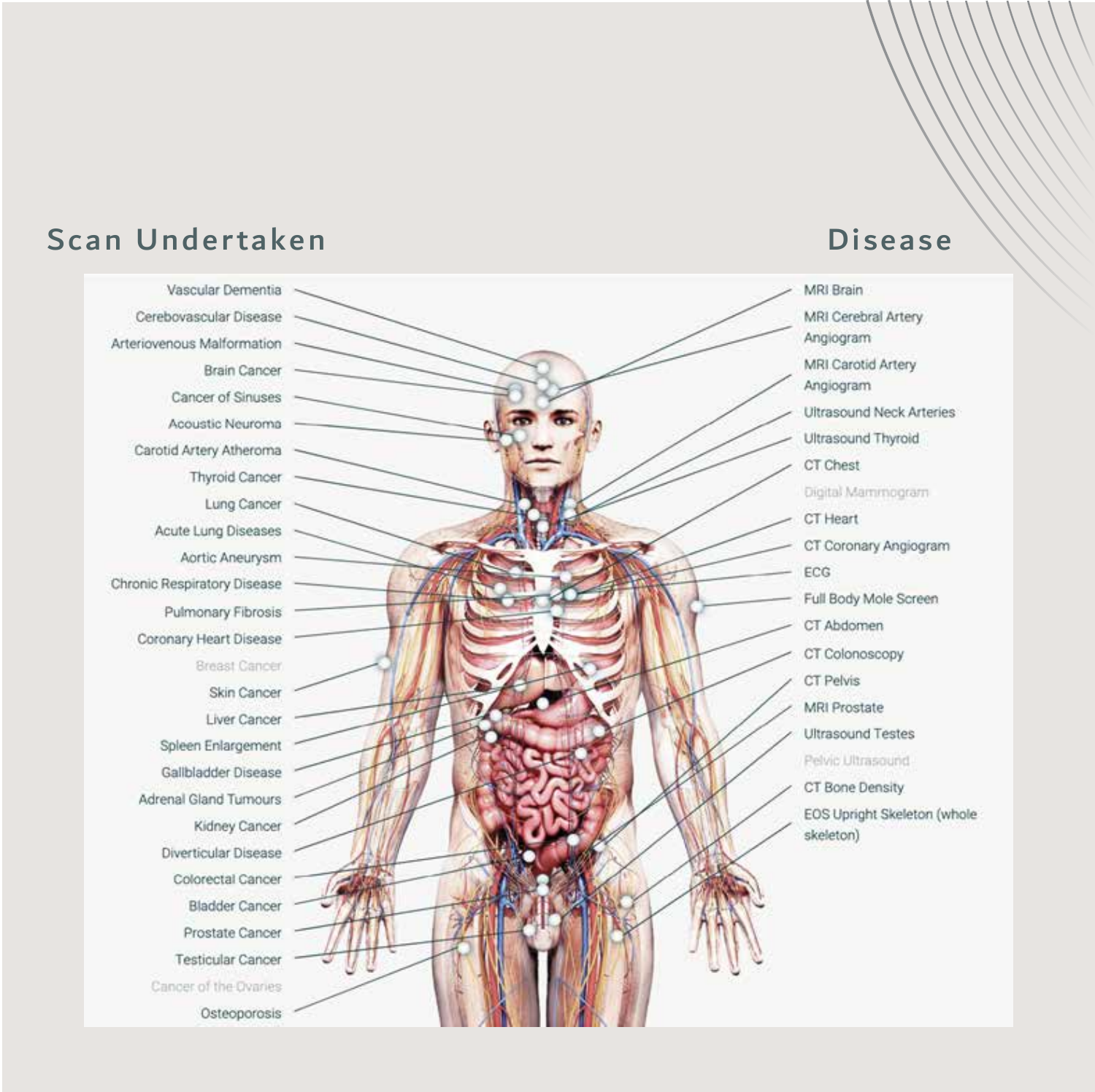## Scan Undertaken

## Disease

| Disease | Scan Undertaken |
| --- | --- |
| Vascular Dementia | MRI Brain |
| Cerebovascular Disease | MRI Cerebral Artery Angiogram |
| Arteriovenous Malformation | MRI Carotid Artery Angiogram |
| Brain Cancer | Ultrasound Neck Arteries |
| Cancer of Sinuses | Ultrasound Thyroid |
| Acoustic Neuroma | CT Chest |
| Carotid Artery Atheroma | Digital Mammogram |
| Thyroid Cancer | CT Heart |
| Lung Cancer | CT Coronary Angiogram |
| Acute Lung Diseases | ECG |
| Aortic Aneurysm | Full Body Mole Screen |
| Chronic Respiratory Disease | CT Abdomen |
| Pulmonary Fibrosis | CT Colonoscopy |
| Coronary Heart Disease | CT Pelvis |
| Breast Cancer | MRI Prostate |
| Skin Cancer | Ultrasound Testes |
| Liver Cancer | Pelvic Ultrasound |
| Spleen Enlargement | CT Bone Density |
| Gallbladder Disease | EOS Upright Skeleton (whole skeleton) |
| Adrenal Gland Tumours | |
| Kidney Cancer | |
| Diverticular Disease | |
| Colorectal Cancer | |
| Bladder Cancer | |
| Prostate Cancer | |
| Testicular Cancer | |
| Cancer of the Ovaries | |
| Osteoporosis | |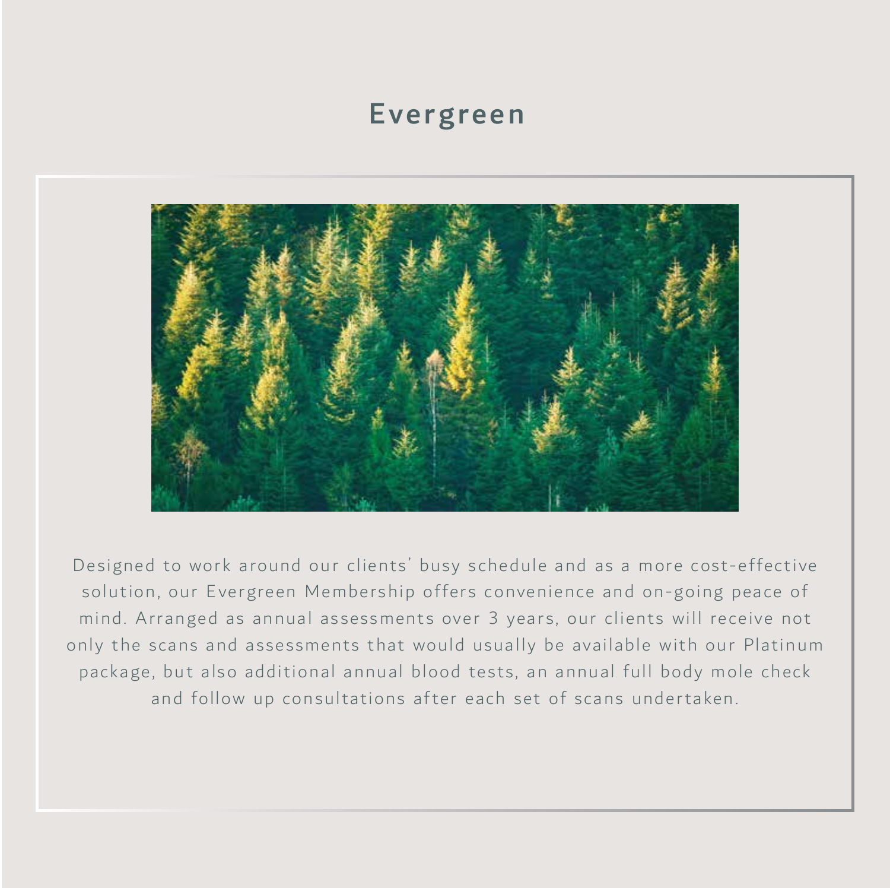# Evergreen

Designed to work around our clients' busy schedule and as a more cost-effective solution, our Evergreen Membership offers convenience and on-going peace of mind. Arranged as annual assessments over 3 years, our clients will receive not only the scans and assessments that would usually be available with our Platinum package, but also additional annual blood tests, an annual full body mole check and follow up consultations after each set of scans undertaken.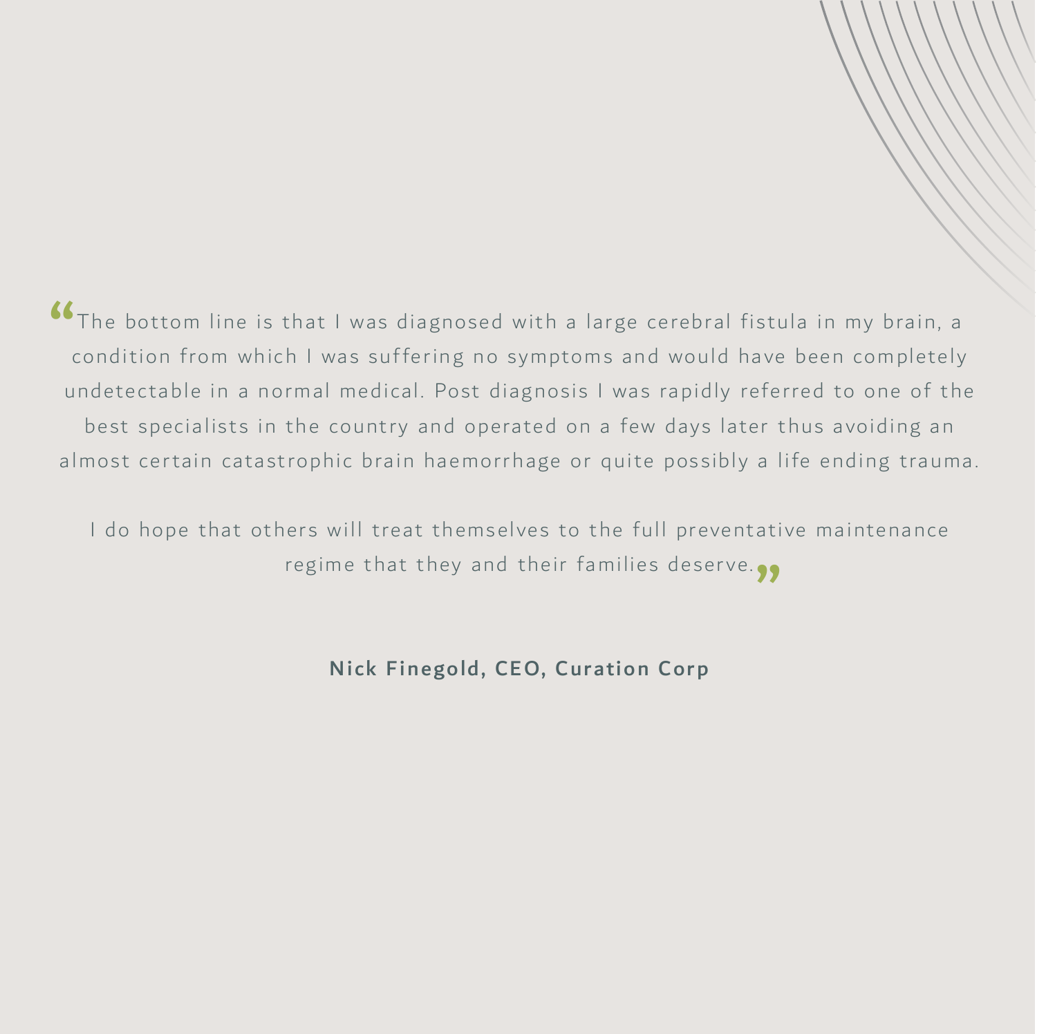"The bottom line is that I was diagnosed with a large cerebral fistula in my brain, a condition from which I was suffering no symptoms and would have been completely undetectable in a normal medical. Post diagnosis I was rapidly referred to one of the best specialists in the country and operated on a few days later thus avoiding an almost certain catastrophic brain haemorrhage or quite possibly a life ending trauma.

I do hope that others will treat themselves to the full preventative maintenance regime that they and their families deserve."

**Nick Finegold, CEO, Curation Corp**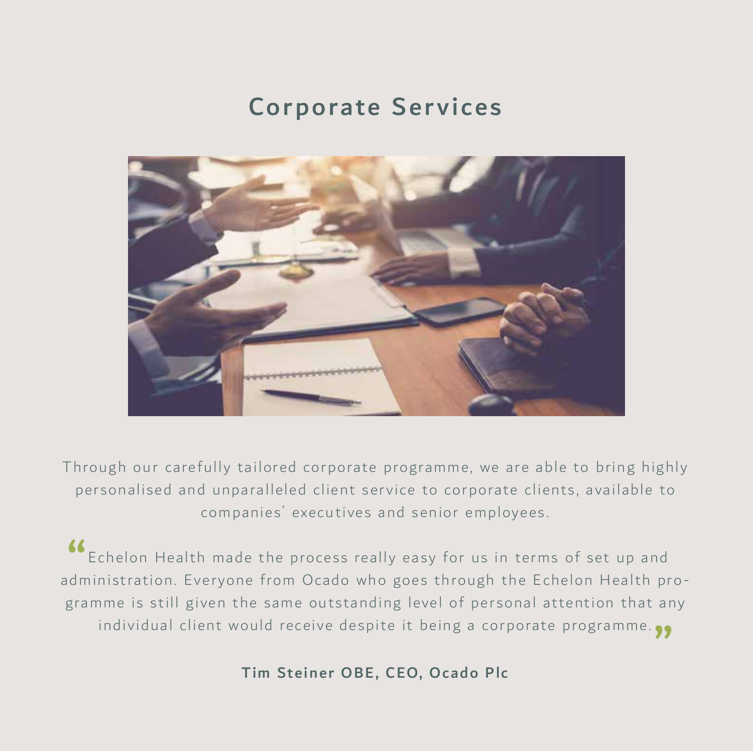## Corporate Services

Through our carefully tailored corporate programme, we are able to bring highly personalised and unparalleled client service to corporate clients, available to companies' executives and senior employees.

"Echelon Health made the process really easy for us in terms of set up and administration. Everyone from Ocado who goes through the Echelon Health programme is still given the same outstanding level of personal attention that any individual client would receive despite it being a corporate programme."

**Tim Steiner OBE, CEO, Ocado Plc**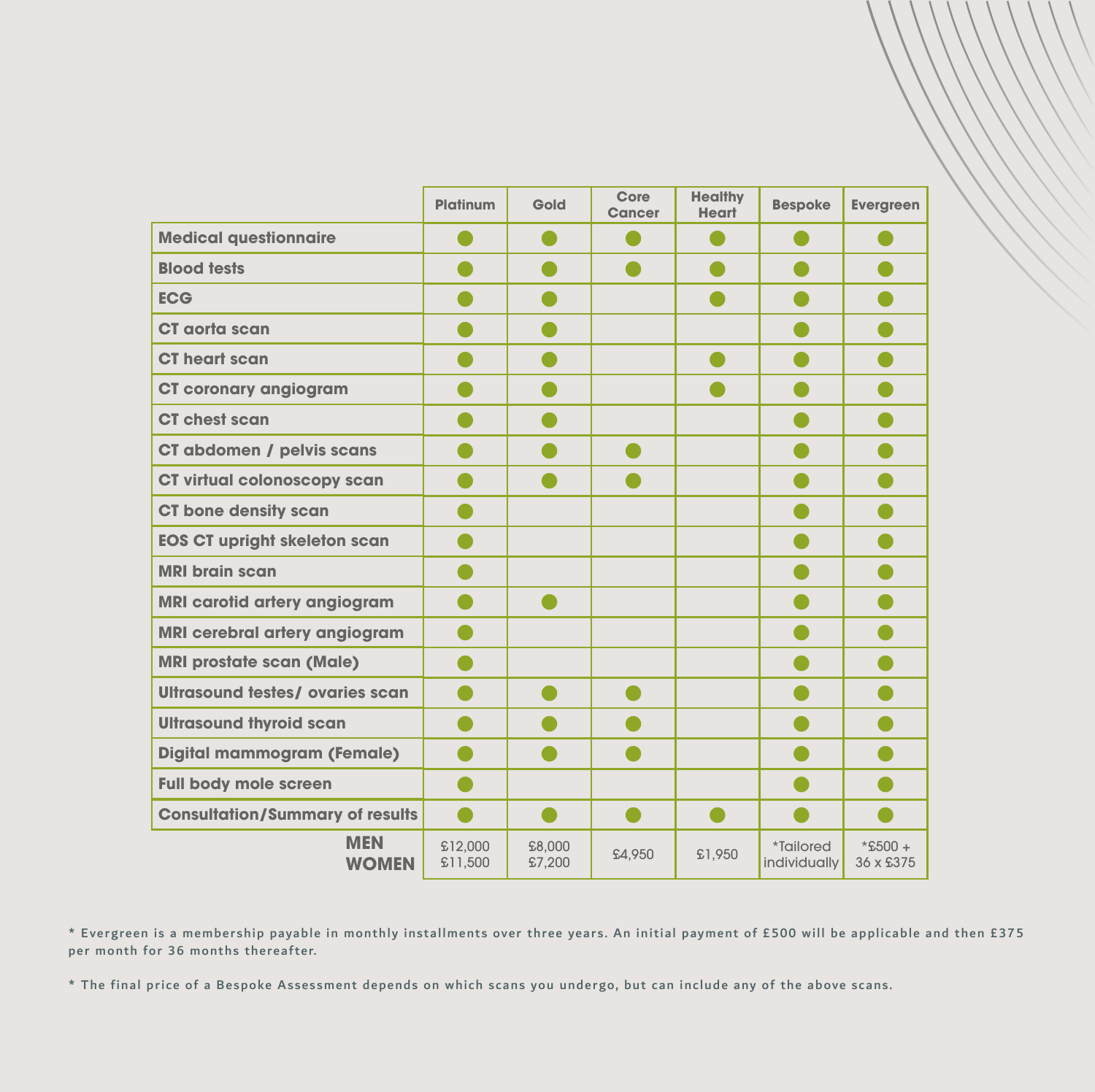| | Platinum | Gold | Core Cancer | Healthy Heart | Bespoke | Evergreen |
|---|---|---|---|---|---|---|
| **Medical questionnaire** | ● | ● | ● | ● | ● | ● |
| **Blood tests** | ● | ● | ● | ● | ● | ● |
| **ECG** | ● | ● | | ● | ● | ● |
| **CT aorta scan** | ● | ● | | | ● | ● |
| **CT heart scan** | ● | ● | | ● | ● | ● |
| **CT coronary angiogram** | ● | ● | | ● | ● | ● |
| **CT chest scan** | ● | ● | | | ● | ● |
| **CT abdomen / pelvis scans** | ● | ● | ● | | ● | ● |
| **CT virtual colonoscopy scan** | ● | ● | ● | | ● | ● |
| **CT bone density scan** | ● | | | | ● | ● |
| **EOS CT upright skeleton scan** | ● | | | | ● | ● |
| **MRI brain scan** | ● | | | | ● | ● |
| **MRI carotid artery angiogram** | ● | ● | | | ● | ● |
| **MRI cerebral artery angiogram** | ● | | | | ● | ● |
| **MRI prostate scan (Male)** | ● | | | | ● | ● |
| **Ultrasound testes/ ovaries scan** | ● | ● | ● | | ● | ● |
| **Ultrasound thyroid scan** | ● | ● | ● | | ● | ● |
| **Digital mammogram (Female)** | ● | ● | ● | | ● | ● |
| **Full body mole screen** | ● | | | | ● | ● |
| **Consultation/Summary of results** | ● | ● | ● | ● | ● | ● |
| **MEN** / **WOMEN** | £12,000 / £11,500 | £8,000 / £7,200 | £4,950 | £1,950 | *Tailored individually | *£500 + 36 x £375 |

\* Evergreen is a membership payable in monthly installments over three years. An initial payment of £500 will be applicable and then £375 per month for 36 months thereafter.

\* The final price of a Bespoke Assessment depends on which scans you undergo, but can include any of the above scans.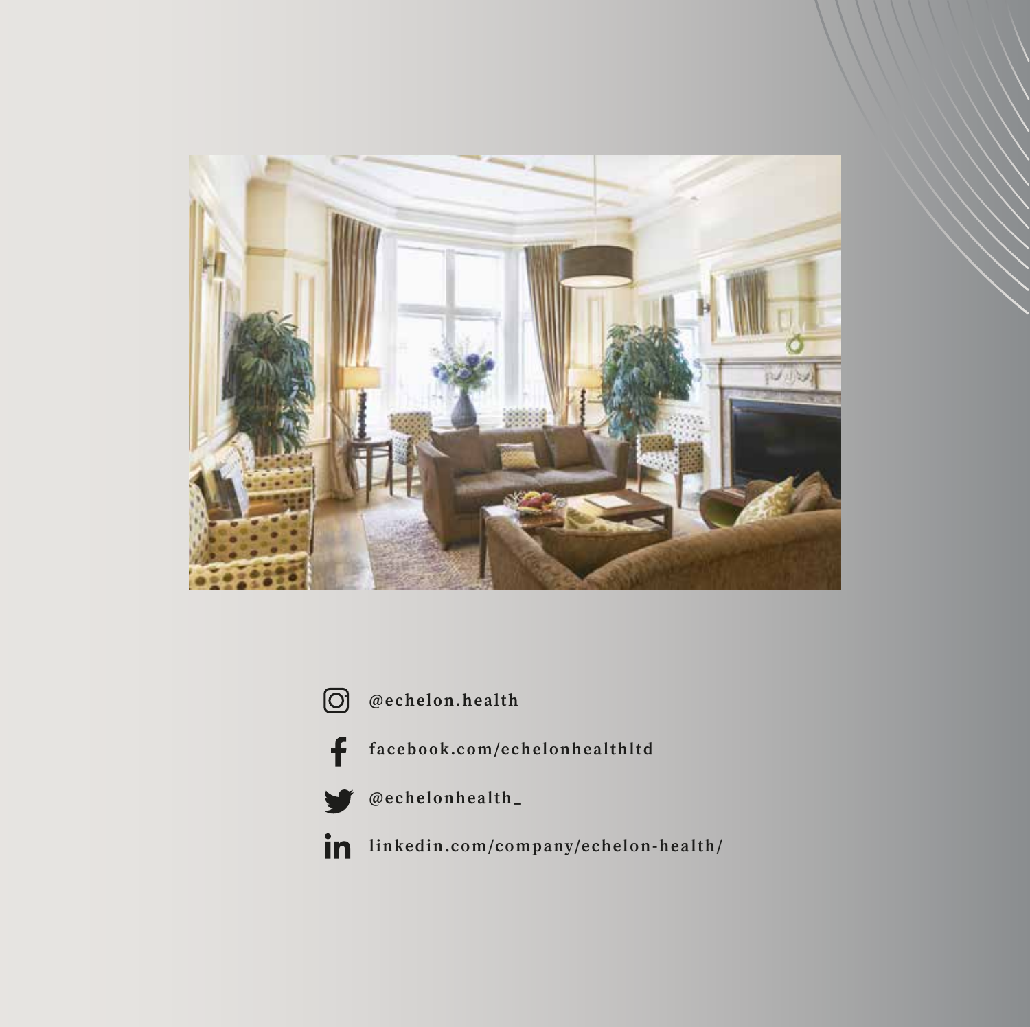@echelon.health

facebook.com/echelonhealthltd

@echelonhealth_

linkedin.com/company/echelon-health/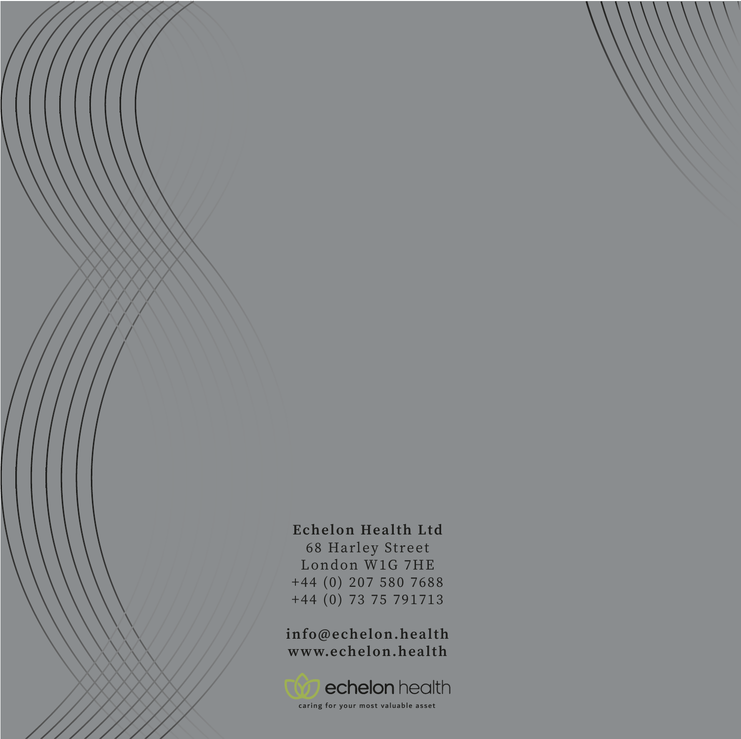**Echelon Health Ltd**
68 Harley Street
London W1G 7HE
+44 (0) 207 580 7688
+44 (0) 73 75 791713

**info@echelon.health**
**www.echelon.health**

echelon health
caring for your most valuable asset